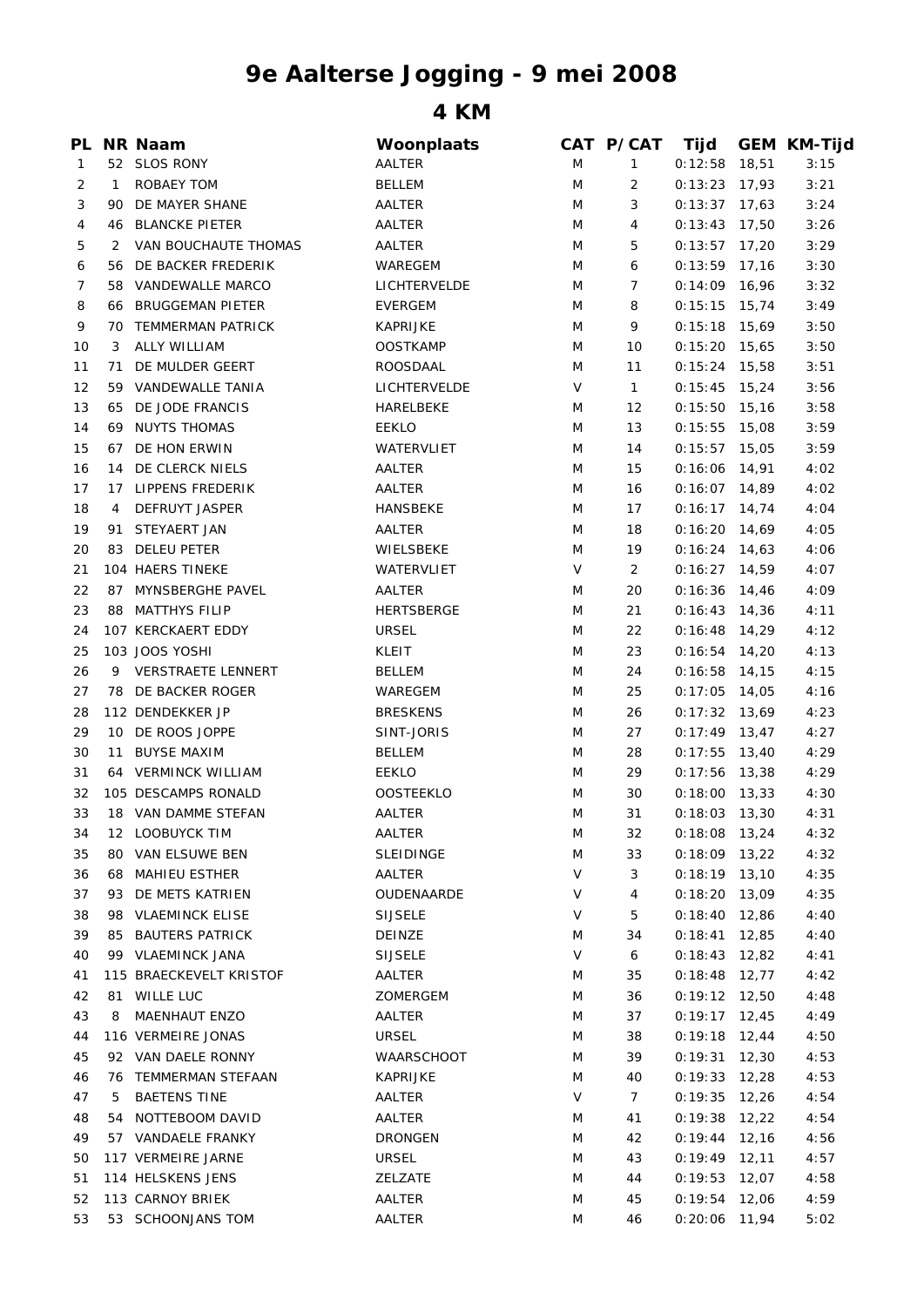# 9e Aalterse Jogging - 9 mei 2008

## 4 KM

| PL | NR | Naam | Woonplaats | CAT | P/CAT | Tijd | GEM | KM-Tijd |
|---|---|---|---|---|---|---|---|---|
| 1 | 52 | SLOS RONY | AALTER | M | 1 | 0:12:58 | 18,51 | 3:15 |
| 2 | 1 | ROBAEY TOM | BELLEM | M | 2 | 0:13:23 | 17,93 | 3:21 |
| 3 | 90 | DE MAYER SHANE | AALTER | M | 3 | 0:13:37 | 17,63 | 3:24 |
| 4 | 46 | BLANCKE PIETER | AALTER | M | 4 | 0:13:43 | 17,50 | 3:26 |
| 5 | 2 | VAN BOUCHAUTE THOMAS | AALTER | M | 5 | 0:13:57 | 17,20 | 3:29 |
| 6 | 56 | DE BACKER FREDERIK | WAREGEM | M | 6 | 0:13:59 | 17,16 | 3:30 |
| 7 | 58 | VANDEWALLE MARCO | LICHTERVELDE | M | 7 | 0:14:09 | 16,96 | 3:32 |
| 8 | 66 | BRUGGEMAN PIETER | EVERGEM | M | 8 | 0:15:15 | 15,74 | 3:49 |
| 9 | 70 | TEMMERMAN PATRICK | KAPRIJKE | M | 9 | 0:15:18 | 15,69 | 3:50 |
| 10 | 3 | ALLY WILLIAM | OOSTKAMP | M | 10 | 0:15:20 | 15,65 | 3:50 |
| 11 | 71 | DE MULDER GEERT | ROOSDAAL | M | 11 | 0:15:24 | 15,58 | 3:51 |
| 12 | 59 | VANDEWALLE TANIA | LICHTERVELDE | V | 1 | 0:15:45 | 15,24 | 3:56 |
| 13 | 65 | DE JODE FRANCIS | HARELBEKE | M | 12 | 0:15:50 | 15,16 | 3:58 |
| 14 | 69 | NUYTS THOMAS | EEKLO | M | 13 | 0:15:55 | 15,08 | 3:59 |
| 15 | 67 | DE HON ERWIN | WATERVLIET | M | 14 | 0:15:57 | 15,05 | 3:59 |
| 16 | 14 | DE CLERCK NIELS | AALTER | M | 15 | 0:16:06 | 14,91 | 4:02 |
| 17 | 17 | LIPPENS FREDERIK | AALTER | M | 16 | 0:16:07 | 14,89 | 4:02 |
| 18 | 4 | DEFRUYT JASPER | HANSBEKE | M | 17 | 0:16:17 | 14,74 | 4:04 |
| 19 | 91 | STEYAERT JAN | AALTER | M | 18 | 0:16:20 | 14,69 | 4:05 |
| 20 | 83 | DELEU PETER | WIELSBEKE | M | 19 | 0:16:24 | 14,63 | 4:06 |
| 21 | 104 | HAERS TINEKE | WATERVLIET | V | 2 | 0:16:27 | 14,59 | 4:07 |
| 22 | 87 | MYNSBERGHE PAVEL | AALTER | M | 20 | 0:16:36 | 14,46 | 4:09 |
| 23 | 88 | MATTHYS FILIP | HERTSBERGE | M | 21 | 0:16:43 | 14,36 | 4:11 |
| 24 | 107 | KERCKAERT EDDY | URSEL | M | 22 | 0:16:48 | 14,29 | 4:12 |
| 25 | 103 | JOOS YOSHI | KLEIT | M | 23 | 0:16:54 | 14,20 | 4:13 |
| 26 | 9 | VERSTRAETE LENNERT | BELLEM | M | 24 | 0:16:58 | 14,15 | 4:15 |
| 27 | 78 | DE BACKER ROGER | WAREGEM | M | 25 | 0:17:05 | 14,05 | 4:16 |
| 28 | 112 | DENDEKKER JP | BRESKENS | M | 26 | 0:17:32 | 13,69 | 4:23 |
| 29 | 10 | DE ROOS JOPPE | SINT-JORIS | M | 27 | 0:17:49 | 13,47 | 4:27 |
| 30 | 11 | BUYSE MAXIM | BELLEM | M | 28 | 0:17:55 | 13,40 | 4:29 |
| 31 | 64 | VERMINCK WILLIAM | EEKLO | M | 29 | 0:17:56 | 13,38 | 4:29 |
| 32 | 105 | DESCAMPS RONALD | OOSTEEKLO | M | 30 | 0:18:00 | 13,33 | 4:30 |
| 33 | 18 | VAN DAMME STEFAN | AALTER | M | 31 | 0:18:03 | 13,30 | 4:31 |
| 34 | 12 | LOOBUYCK TIM | AALTER | M | 32 | 0:18:08 | 13,24 | 4:32 |
| 35 | 80 | VAN ELSUWE BEN | SLEIDINGE | M | 33 | 0:18:09 | 13,22 | 4:32 |
| 36 | 68 | MAHIEU ESTHER | AALTER | V | 3 | 0:18:19 | 13,10 | 4:35 |
| 37 | 93 | DE METS KATRIEN | OUDENAARDE | V | 4 | 0:18:20 | 13,09 | 4:35 |
| 38 | 98 | VLAEMINCK ELISE | SIJSELE | V | 5 | 0:18:40 | 12,86 | 4:40 |
| 39 | 85 | BAUTERS PATRICK | DEINZE | M | 34 | 0:18:41 | 12,85 | 4:40 |
| 40 | 99 | VLAEMINCK JANA | SIJSELE | V | 6 | 0:18:43 | 12,82 | 4:41 |
| 41 | 115 | BRAECKEVELT KRISTOF | AALTER | M | 35 | 0:18:48 | 12,77 | 4:42 |
| 42 | 81 | WILLE LUC | ZOMERGEM | M | 36 | 0:19:12 | 12,50 | 4:48 |
| 43 | 8 | MAENHAUT ENZO | AALTER | M | 37 | 0:19:17 | 12,45 | 4:49 |
| 44 | 116 | VERMEIRE JONAS | URSEL | M | 38 | 0:19:18 | 12,44 | 4:50 |
| 45 | 92 | VAN DAELE RONNY | WAARSCHOOT | M | 39 | 0:19:31 | 12,30 | 4:53 |
| 46 | 76 | TEMMERMAN STEFAAN | KAPRIJKE | M | 40 | 0:19:33 | 12,28 | 4:53 |
| 47 | 5 | BAETENS TINE | AALTER | V | 7 | 0:19:35 | 12,26 | 4:54 |
| 48 | 54 | NOTTEBOOM DAVID | AALTER | M | 41 | 0:19:38 | 12,22 | 4:54 |
| 49 | 57 | VANDAELE FRANKY | DRONGEN | M | 42 | 0:19:44 | 12,16 | 4:56 |
| 50 | 117 | VERMEIRE JARNE | URSEL | M | 43 | 0:19:49 | 12,11 | 4:57 |
| 51 | 114 | HELSKENS JENS | ZELZATE | M | 44 | 0:19:53 | 12,07 | 4:58 |
| 52 | 113 | CARNOY BRIEK | AALTER | M | 45 | 0:19:54 | 12,06 | 4:59 |
| 53 | 53 | SCHOONJANS TOM | AALTER | M | 46 | 0:20:06 | 11,94 | 5:02 |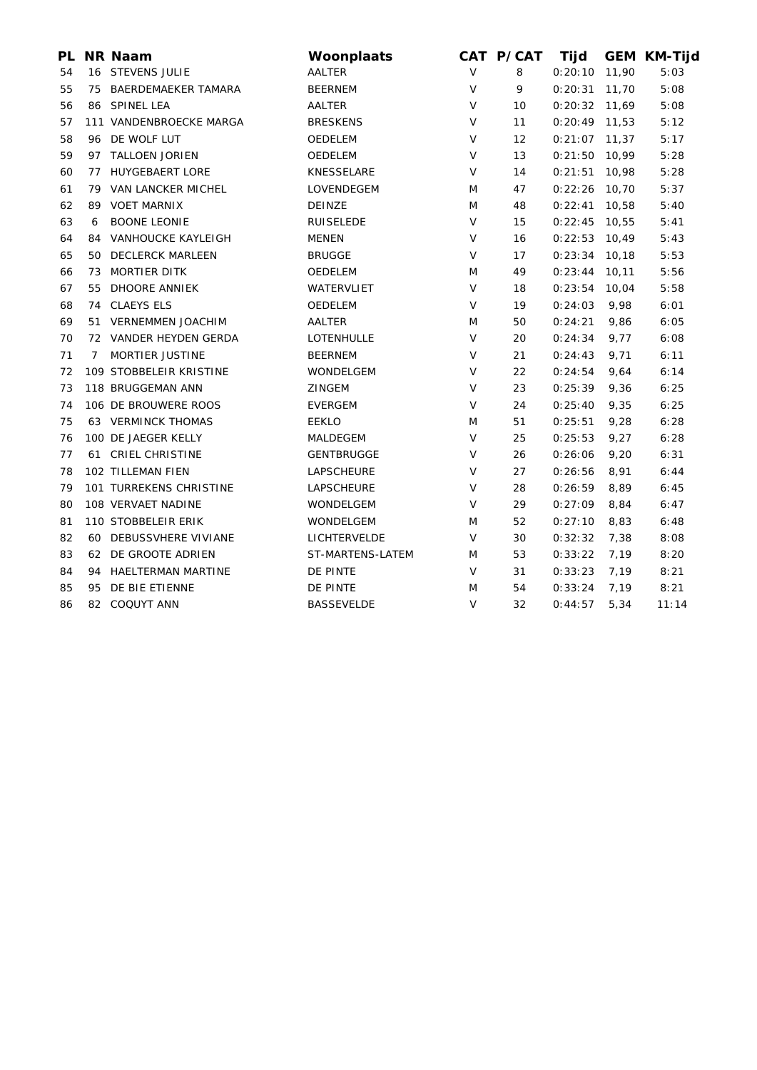| PL | NR | Naam | Woonplaats | CAT | P/CAT | Tijd | GEM | KM-Tijd |
|---|---|---|---|---|---|---|---|---|
| 54 | 16 | STEVENS JULIE | AALTER | V | 8 | 0:20:10 | 11,90 | 5:03 |
| 55 | 75 | BAERDEMAEKER TAMARA | BEERNEM | V | 9 | 0:20:31 | 11,70 | 5:08 |
| 56 | 86 | SPINEL LEA | AALTER | V | 10 | 0:20:32 | 11,69 | 5:08 |
| 57 | 111 | VANDENBROECKE MARGA | BRESKENS | V | 11 | 0:20:49 | 11,53 | 5:12 |
| 58 | 96 | DE WOLF LUT | OEDELEM | V | 12 | 0:21:07 | 11,37 | 5:17 |
| 59 | 97 | TALLOEN JORIEN | OEDELEM | V | 13 | 0:21:50 | 10,99 | 5:28 |
| 60 | 77 | HUYGEBAERT LORE | KNESSELARE | V | 14 | 0:21:51 | 10,98 | 5:28 |
| 61 | 79 | VAN LANCKER MICHEL | LOVENDEGEM | M | 47 | 0:22:26 | 10,70 | 5:37 |
| 62 | 89 | VOET MARNIX | DEINZE | M | 48 | 0:22:41 | 10,58 | 5:40 |
| 63 | 6 | BOONE LEONIE | RUISELEDE | V | 15 | 0:22:45 | 10,55 | 5:41 |
| 64 | 84 | VANHOUCKE KAYLEIGH | MENEN | V | 16 | 0:22:53 | 10,49 | 5:43 |
| 65 | 50 | DECLERCK MARLEEN | BRUGGE | V | 17 | 0:23:34 | 10,18 | 5:53 |
| 66 | 73 | MORTIER DITK | OEDELEM | M | 49 | 0:23:44 | 10,11 | 5:56 |
| 67 | 55 | DHOORE ANNIEK | WATERVLIET | V | 18 | 0:23:54 | 10,04 | 5:58 |
| 68 | 74 | CLAEYS ELS | OEDELEM | V | 19 | 0:24:03 | 9,98 | 6:01 |
| 69 | 51 | VERNEMMEN JOACHIM | AALTER | M | 50 | 0:24:21 | 9,86 | 6:05 |
| 70 | 72 | VANDER HEYDEN GERDA | LOTENHULLE | V | 20 | 0:24:34 | 9,77 | 6:08 |
| 71 | 7 | MORTIER JUSTINE | BEERNEM | V | 21 | 0:24:43 | 9,71 | 6:11 |
| 72 | 109 | STOBBELEIR KRISTINE | WONDELGEM | V | 22 | 0:24:54 | 9,64 | 6:14 |
| 73 | 118 | BRUGGEMAN ANN | ZINGEM | V | 23 | 0:25:39 | 9,36 | 6:25 |
| 74 | 106 | DE BROUWERE ROOS | EVERGEM | V | 24 | 0:25:40 | 9,35 | 6:25 |
| 75 | 63 | VERMINCK THOMAS | EEKLO | M | 51 | 0:25:51 | 9,28 | 6:28 |
| 76 | 100 | DE JAEGER KELLY | MALDEGEM | V | 25 | 0:25:53 | 9,27 | 6:28 |
| 77 | 61 | CRIEL CHRISTINE | GENTBRUGGE | V | 26 | 0:26:06 | 9,20 | 6:31 |
| 78 | 102 | TILLEMAN FIEN | LAPSCHEURE | V | 27 | 0:26:56 | 8,91 | 6:44 |
| 79 | 101 | TURREKENS CHRISTINE | LAPSCHEURE | V | 28 | 0:26:59 | 8,89 | 6:45 |
| 80 | 108 | VERVAET NADINE | WONDELGEM | V | 29 | 0:27:09 | 8,84 | 6:47 |
| 81 | 110 | STOBBELEIR ERIK | WONDELGEM | M | 52 | 0:27:10 | 8,83 | 6:48 |
| 82 | 60 | DEBUSSVHERE VIVIANE | LICHTERVELDE | V | 30 | 0:32:32 | 7,38 | 8:08 |
| 83 | 62 | DE GROOTE ADRIEN | ST-MARTENS-LATEM | M | 53 | 0:33:22 | 7,19 | 8:20 |
| 84 | 94 | HAELTERMAN MARTINE | DE PINTE | V | 31 | 0:33:23 | 7,19 | 8:21 |
| 85 | 95 | DE BIE ETIENNE | DE PINTE | M | 54 | 0:33:24 | 7,19 | 8:21 |
| 86 | 82 | COQUYT ANN | BASSEVELDE | V | 32 | 0:44:57 | 5,34 | 11:14 |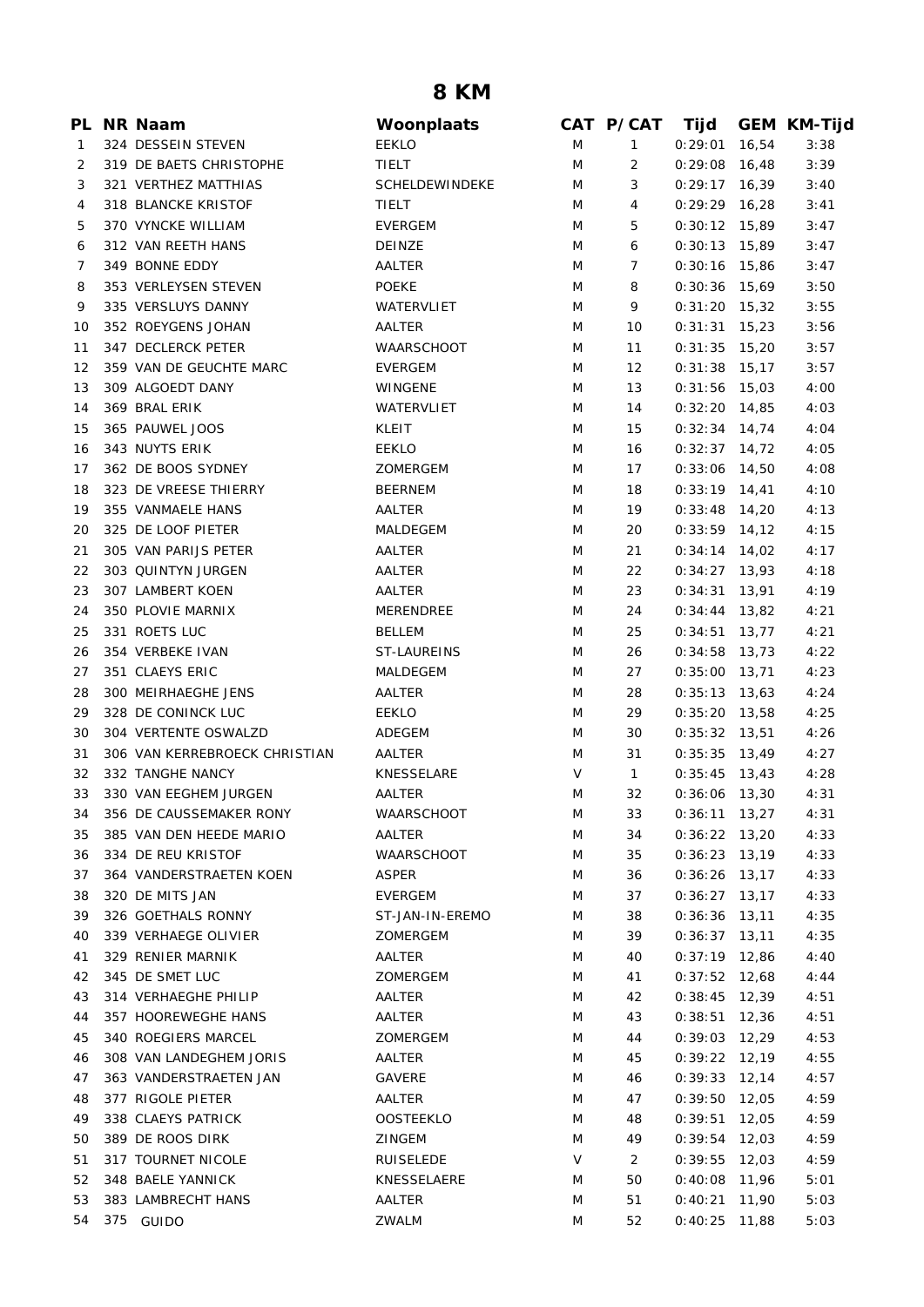# 8 KM

| PL | NR | Naam | Woonplaats | CAT | P/CAT | Tijd | GEM | KM-Tijd |
|---|---|---|---|---|---|---|---|---|
| 1 | 324 | DESSEIN STEVEN | EEKLO | M | 1 | 0:29:01 | 16,54 | 3:38 |
| 2 | 319 | DE BAETS CHRISTOPHE | TIELT | M | 2 | 0:29:08 | 16,48 | 3:39 |
| 3 | 321 | VERTHEZ MATTHIAS | SCHELDEWINDEKE | M | 3 | 0:29:17 | 16,39 | 3:40 |
| 4 | 318 | BLANCKE KRISTOF | TIELT | M | 4 | 0:29:29 | 16,28 | 3:41 |
| 5 | 370 | VYNCKE WILLIAM | EVERGEM | M | 5 | 0:30:12 | 15,89 | 3:47 |
| 6 | 312 | VAN REETH HANS | DEINZE | M | 6 | 0:30:13 | 15,89 | 3:47 |
| 7 | 349 | BONNE EDDY | AALTER | M | 7 | 0:30:16 | 15,86 | 3:47 |
| 8 | 353 | VERLEYSEN STEVEN | POEKE | M | 8 | 0:30:36 | 15,69 | 3:50 |
| 9 | 335 | VERSLUYS DANNY | WATERVLIET | M | 9 | 0:31:20 | 15,32 | 3:55 |
| 10 | 352 | ROEYGENS JOHAN | AALTER | M | 10 | 0:31:31 | 15,23 | 3:56 |
| 11 | 347 | DECLERCK PETER | WAARSCHOOT | M | 11 | 0:31:35 | 15,20 | 3:57 |
| 12 | 359 | VAN DE GEUCHTE MARC | EVERGEM | M | 12 | 0:31:38 | 15,17 | 3:57 |
| 13 | 309 | ALGOEDT DANY | WINGENE | M | 13 | 0:31:56 | 15,03 | 4:00 |
| 14 | 369 | BRAL ERIK | WATERVLIET | M | 14 | 0:32:20 | 14,85 | 4:03 |
| 15 | 365 | PAUWEL JOOS | KLEIT | M | 15 | 0:32:34 | 14,74 | 4:04 |
| 16 | 343 | NUYTS ERIK | EEKLO | M | 16 | 0:32:37 | 14,72 | 4:05 |
| 17 | 362 | DE BOOS SYDNEY | ZOMERGEM | M | 17 | 0:33:06 | 14,50 | 4:08 |
| 18 | 323 | DE VREESE THIERRY | BEERNEM | M | 18 | 0:33:19 | 14,41 | 4:10 |
| 19 | 355 | VANMAELE HANS | AALTER | M | 19 | 0:33:48 | 14,20 | 4:13 |
| 20 | 325 | DE LOOF PIETER | MALDEGEM | M | 20 | 0:33:59 | 14,12 | 4:15 |
| 21 | 305 | VAN PARIJS PETER | AALTER | M | 21 | 0:34:14 | 14,02 | 4:17 |
| 22 | 303 | QUINTYN JURGEN | AALTER | M | 22 | 0:34:27 | 13,93 | 4:18 |
| 23 | 307 | LAMBERT KOEN | AALTER | M | 23 | 0:34:31 | 13,91 | 4:19 |
| 24 | 350 | PLOVIE MARNIX | MERENDREE | M | 24 | 0:34:44 | 13,82 | 4:21 |
| 25 | 331 | ROETS LUC | BELLEM | M | 25 | 0:34:51 | 13,77 | 4:21 |
| 26 | 354 | VERBEKE IVAN | ST-LAUREINS | M | 26 | 0:34:58 | 13,73 | 4:22 |
| 27 | 351 | CLAEYS ERIC | MALDEGEM | M | 27 | 0:35:00 | 13,71 | 4:23 |
| 28 | 300 | MEIRHAEGHE JENS | AALTER | M | 28 | 0:35:13 | 13,63 | 4:24 |
| 29 | 328 | DE CONINCK LUC | EEKLO | M | 29 | 0:35:20 | 13,58 | 4:25 |
| 30 | 304 | VERTENTE OSWALZD | ADEGEM | M | 30 | 0:35:32 | 13,51 | 4:26 |
| 31 | 306 | VAN KERREBROECK CHRISTIAN | AALTER | M | 31 | 0:35:35 | 13,49 | 4:27 |
| 32 | 332 | TANGHE NANCY | KNESSELARE | V | 1 | 0:35:45 | 13,43 | 4:28 |
| 33 | 330 | VAN EEGHEM JURGEN | AALTER | M | 32 | 0:36:06 | 13,30 | 4:31 |
| 34 | 356 | DE CAUSSEMAKER RONY | WAARSCHOOT | M | 33 | 0:36:11 | 13,27 | 4:31 |
| 35 | 385 | VAN DEN HEEDE MARIO | AALTER | M | 34 | 0:36:22 | 13,20 | 4:33 |
| 36 | 334 | DE REU KRISTOF | WAARSCHOOT | M | 35 | 0:36:23 | 13,19 | 4:33 |
| 37 | 364 | VANDERSTRAETEN KOEN | ASPER | M | 36 | 0:36:26 | 13,17 | 4:33 |
| 38 | 320 | DE MITS JAN | EVERGEM | M | 37 | 0:36:27 | 13,17 | 4:33 |
| 39 | 326 | GOETHALS RONNY | ST-JAN-IN-EREMO | M | 38 | 0:36:36 | 13,11 | 4:35 |
| 40 | 339 | VERHAEGE OLIVIER | ZOMERGEM | M | 39 | 0:36:37 | 13,11 | 4:35 |
| 41 | 329 | RENIER MARNIK | AALTER | M | 40 | 0:37:19 | 12,86 | 4:40 |
| 42 | 345 | DE SMET LUC | ZOMERGEM | M | 41 | 0:37:52 | 12,68 | 4:44 |
| 43 | 314 | VERHAEGHE PHILIP | AALTER | M | 42 | 0:38:45 | 12,39 | 4:51 |
| 44 | 357 | HOOREWEGHE HANS | AALTER | M | 43 | 0:38:51 | 12,36 | 4:51 |
| 45 | 340 | ROEGIERS MARCEL | ZOMERGEM | M | 44 | 0:39:03 | 12,29 | 4:53 |
| 46 | 308 | VAN LANDEGHEM JORIS | AALTER | M | 45 | 0:39:22 | 12,19 | 4:55 |
| 47 | 363 | VANDERSTRAETEN JAN | GAVERE | M | 46 | 0:39:33 | 12,14 | 4:57 |
| 48 | 377 | RIGOLE PIETER | AALTER | M | 47 | 0:39:50 | 12,05 | 4:59 |
| 49 | 338 | CLAEYS PATRICK | OOSTEEKLO | M | 48 | 0:39:51 | 12,05 | 4:59 |
| 50 | 389 | DE ROOS DIRK | ZINGEM | M | 49 | 0:39:54 | 12,03 | 4:59 |
| 51 | 317 | TOURNET NICOLE | RUISELEDE | V | 2 | 0:39:55 | 12,03 | 4:59 |
| 52 | 348 | BAELE YANNICK | KNESSELAERE | M | 50 | 0:40:08 | 11,96 | 5:01 |
| 53 | 383 | LAMBRECHT HANS | AALTER | M | 51 | 0:40:21 | 11,90 | 5:03 |
| 54 | 375 | GUIDO | ZWALM | M | 52 | 0:40:25 | 11,88 | 5:03 |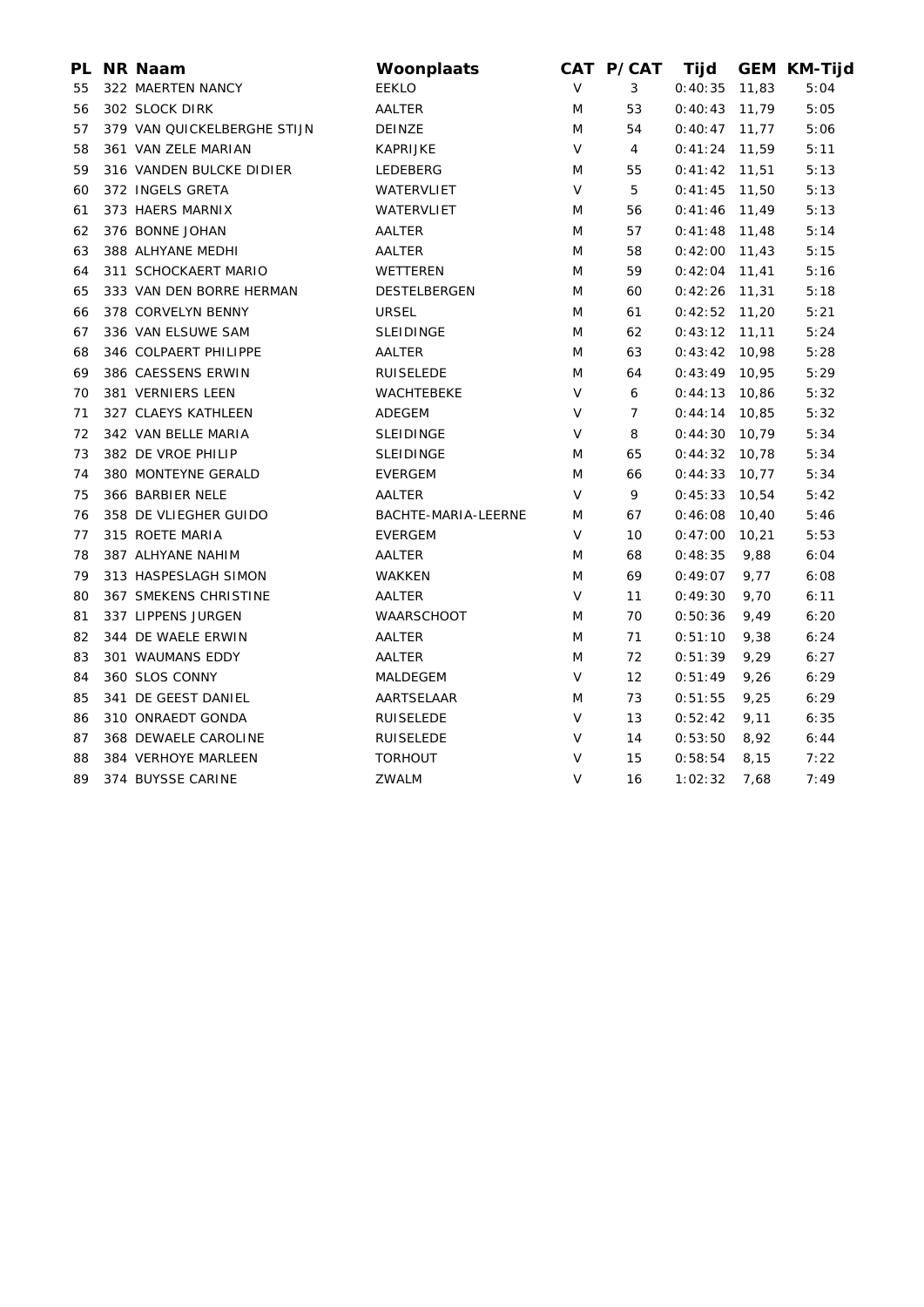| PL | NR | Naam | Woonplaats | CAT | P/CAT | Tijd | GEM | KM-Tijd |
|---|---|---|---|---|---|---|---|---|
| 55 | 322 | MAERTEN NANCY | EEKLO | V | 3 | 0:40:35 | 11,83 | 5:04 |
| 56 | 302 | SLOCK DIRK | AALTER | M | 53 | 0:40:43 | 11,79 | 5:05 |
| 57 | 379 | VAN QUICKELBERGHE STIJN | DEINZE | M | 54 | 0:40:47 | 11,77 | 5:06 |
| 58 | 361 | VAN ZELE MARIAN | KAPRIJKE | V | 4 | 0:41:24 | 11,59 | 5:11 |
| 59 | 316 | VANDEN BULCKE DIDIER | LEDEBERG | M | 55 | 0:41:42 | 11,51 | 5:13 |
| 60 | 372 | INGELS GRETA | WATERVLIET | V | 5 | 0:41:45 | 11,50 | 5:13 |
| 61 | 373 | HAERS MARNIX | WATERVLIET | M | 56 | 0:41:46 | 11,49 | 5:13 |
| 62 | 376 | BONNE JOHAN | AALTER | M | 57 | 0:41:48 | 11,48 | 5:14 |
| 63 | 388 | ALHYANE MEDHI | AALTER | M | 58 | 0:42:00 | 11,43 | 5:15 |
| 64 | 311 | SCHOCKAERT MARIO | WETTEREN | M | 59 | 0:42:04 | 11,41 | 5:16 |
| 65 | 333 | VAN DEN BORRE HERMAN | DESTELBERGEN | M | 60 | 0:42:26 | 11,31 | 5:18 |
| 66 | 378 | CORVELYN BENNY | URSEL | M | 61 | 0:42:52 | 11,20 | 5:21 |
| 67 | 336 | VAN ELSUWE SAM | SLEIDINGE | M | 62 | 0:43:12 | 11,11 | 5:24 |
| 68 | 346 | COLPAERT PHILIPPE | AALTER | M | 63 | 0:43:42 | 10,98 | 5:28 |
| 69 | 386 | CAESSENS ERWIN | RUISELEDE | M | 64 | 0:43:49 | 10,95 | 5:29 |
| 70 | 381 | VERNIERS LEEN | WACHTEBEKE | V | 6 | 0:44:13 | 10,86 | 5:32 |
| 71 | 327 | CLAEYS KATHLEEN | ADEGEM | V | 7 | 0:44:14 | 10,85 | 5:32 |
| 72 | 342 | VAN BELLE MARIA | SLEIDINGE | V | 8 | 0:44:30 | 10,79 | 5:34 |
| 73 | 382 | DE VROE PHILIP | SLEIDINGE | M | 65 | 0:44:32 | 10,78 | 5:34 |
| 74 | 380 | MONTEYNE GERALD | EVERGEM | M | 66 | 0:44:33 | 10,77 | 5:34 |
| 75 | 366 | BARBIER NELE | AALTER | V | 9 | 0:45:33 | 10,54 | 5:42 |
| 76 | 358 | DE VLIEGHER GUIDO | BACHTE-MARIA-LEERNE | M | 67 | 0:46:08 | 10,40 | 5:46 |
| 77 | 315 | ROETE MARIA | EVERGEM | V | 10 | 0:47:00 | 10,21 | 5:53 |
| 78 | 387 | ALHYANE NAHIM | AALTER | M | 68 | 0:48:35 | 9,88 | 6:04 |
| 79 | 313 | HASPESLAGH SIMON | WAKKEN | M | 69 | 0:49:07 | 9,77 | 6:08 |
| 80 | 367 | SMEKENS CHRISTINE | AALTER | V | 11 | 0:49:30 | 9,70 | 6:11 |
| 81 | 337 | LIPPENS JURGEN | WAARSCHOOT | M | 70 | 0:50:36 | 9,49 | 6:20 |
| 82 | 344 | DE WAELE ERWIN | AALTER | M | 71 | 0:51:10 | 9,38 | 6:24 |
| 83 | 301 | WAUMANS EDDY | AALTER | M | 72 | 0:51:39 | 9,29 | 6:27 |
| 84 | 360 | SLOS CONNY | MALDEGEM | V | 12 | 0:51:49 | 9,26 | 6:29 |
| 85 | 341 | DE GEEST DANIEL | AARTSELAAR | M | 73 | 0:51:55 | 9,25 | 6:29 |
| 86 | 310 | ONRAEDT GONDA | RUISELEDE | V | 13 | 0:52:42 | 9,11 | 6:35 |
| 87 | 368 | DEWAELE CAROLINE | RUISELEDE | V | 14 | 0:53:50 | 8,92 | 6:44 |
| 88 | 384 | VERHOYE MARLEEN | TORHOUT | V | 15 | 0:58:54 | 8,15 | 7:22 |
| 89 | 374 | BUYSSE CARINE | ZWALM | V | 16 | 1:02:32 | 7,68 | 7:49 |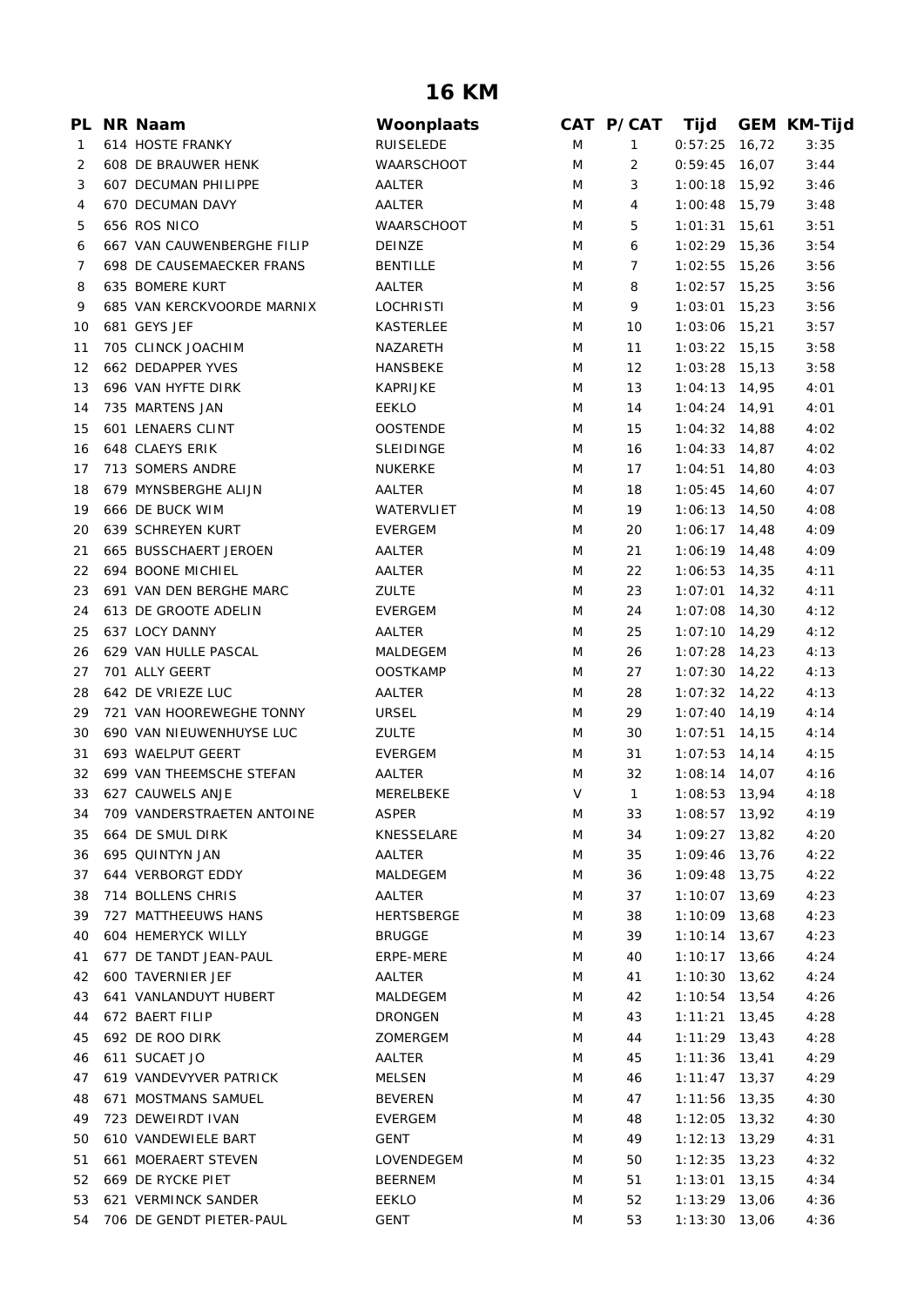# 16 KM

| PL | NR | Naam | Woonplaats | CAT | P/CAT | Tijd | GEM | KM-Tijd |
|---|---|---|---|---|---|---|---|---|
| 1 | 614 | HOSTE FRANKY | RUISELEDE | M | 1 | 0:57:25 | 16,72 | 3:35 |
| 2 | 608 | DE BRAUWER HENK | WAARSCHOOT | M | 2 | 0:59:45 | 16,07 | 3:44 |
| 3 | 607 | DECUMAN PHILIPPE | AALTER | M | 3 | 1:00:18 | 15,92 | 3:46 |
| 4 | 670 | DECUMAN DAVY | AALTER | M | 4 | 1:00:48 | 15,79 | 3:48 |
| 5 | 656 | ROS NICO | WAARSCHOOT | M | 5 | 1:01:31 | 15,61 | 3:51 |
| 6 | 667 | VAN CAUWENBERGHE FILIP | DEINZE | M | 6 | 1:02:29 | 15,36 | 3:54 |
| 7 | 698 | DE CAUSEMAECKER FRANS | BENTILLE | M | 7 | 1:02:55 | 15,26 | 3:56 |
| 8 | 635 | BOMERE KURT | AALTER | M | 8 | 1:02:57 | 15,25 | 3:56 |
| 9 | 685 | VAN KERCKVOORDE MARNIX | LOCHRISTI | M | 9 | 1:03:01 | 15,23 | 3:56 |
| 10 | 681 | GEYS JEF | KASTERLEE | M | 10 | 1:03:06 | 15,21 | 3:57 |
| 11 | 705 | CLINCK JOACHIM | NAZARETH | M | 11 | 1:03:22 | 15,15 | 3:58 |
| 12 | 662 | DEDAPPER YVES | HANSBEKE | M | 12 | 1:03:28 | 15,13 | 3:58 |
| 13 | 696 | VAN HYFTE DIRK | KAPRIJKE | M | 13 | 1:04:13 | 14,95 | 4:01 |
| 14 | 735 | MARTENS JAN | EEKLO | M | 14 | 1:04:24 | 14,91 | 4:01 |
| 15 | 601 | LENAERS CLINT | OOSTENDE | M | 15 | 1:04:32 | 14,88 | 4:02 |
| 16 | 648 | CLAEYS ERIK | SLEIDINGE | M | 16 | 1:04:33 | 14,87 | 4:02 |
| 17 | 713 | SOMERS ANDRE | NUKERKE | M | 17 | 1:04:51 | 14,80 | 4:03 |
| 18 | 679 | MYNSBERGHE ALIJN | AALTER | M | 18 | 1:05:45 | 14,60 | 4:07 |
| 19 | 666 | DE BUCK WIM | WATERVLIET | M | 19 | 1:06:13 | 14,50 | 4:08 |
| 20 | 639 | SCHREYEN KURT | EVERGEM | M | 20 | 1:06:17 | 14,48 | 4:09 |
| 21 | 665 | BUSSCHAERT JEROEN | AALTER | M | 21 | 1:06:19 | 14,48 | 4:09 |
| 22 | 694 | BOONE MICHIEL | AALTER | M | 22 | 1:06:53 | 14,35 | 4:11 |
| 23 | 691 | VAN DEN BERGHE MARC | ZULTE | M | 23 | 1:07:01 | 14,32 | 4:11 |
| 24 | 613 | DE GROOTE ADELIN | EVERGEM | M | 24 | 1:07:08 | 14,30 | 4:12 |
| 25 | 637 | LOCY DANNY | AALTER | M | 25 | 1:07:10 | 14,29 | 4:12 |
| 26 | 629 | VAN HULLE PASCAL | MALDEGEM | M | 26 | 1:07:28 | 14,23 | 4:13 |
| 27 | 701 | ALLY GEERT | OOSTKAMP | M | 27 | 1:07:30 | 14,22 | 4:13 |
| 28 | 642 | DE VRIEZE LUC | AALTER | M | 28 | 1:07:32 | 14,22 | 4:13 |
| 29 | 721 | VAN HOOREWEGHE TONNY | URSEL | M | 29 | 1:07:40 | 14,19 | 4:14 |
| 30 | 690 | VAN NIEUWENHUYSE LUC | ZULTE | M | 30 | 1:07:51 | 14,15 | 4:14 |
| 31 | 693 | WAELPUT GEERT | EVERGEM | M | 31 | 1:07:53 | 14,14 | 4:15 |
| 32 | 699 | VAN THEEMSCHE STEFAN | AALTER | M | 32 | 1:08:14 | 14,07 | 4:16 |
| 33 | 627 | CAUWELS ANJE | MERELBEKE | V | 1 | 1:08:53 | 13,94 | 4:18 |
| 34 | 709 | VANDERSTRAETEN ANTOINE | ASPER | M | 33 | 1:08:57 | 13,92 | 4:19 |
| 35 | 664 | DE SMUL DIRK | KNESSELARE | M | 34 | 1:09:27 | 13,82 | 4:20 |
| 36 | 695 | QUINTYN JAN | AALTER | M | 35 | 1:09:46 | 13,76 | 4:22 |
| 37 | 644 | VERBORGT EDDY | MALDEGEM | M | 36 | 1:09:48 | 13,75 | 4:22 |
| 38 | 714 | BOLLENS CHRIS | AALTER | M | 37 | 1:10:07 | 13,69 | 4:23 |
| 39 | 727 | MATTHEEUWS HANS | HERTSBERGE | M | 38 | 1:10:09 | 13,68 | 4:23 |
| 40 | 604 | HEMERYCK WILLY | BRUGGE | M | 39 | 1:10:14 | 13,67 | 4:23 |
| 41 | 677 | DE TANDT JEAN-PAUL | ERPE-MERE | M | 40 | 1:10:17 | 13,66 | 4:24 |
| 42 | 600 | TAVERNIER JEF | AALTER | M | 41 | 1:10:30 | 13,62 | 4:24 |
| 43 | 641 | VANLANDUYT HUBERT | MALDEGEM | M | 42 | 1:10:54 | 13,54 | 4:26 |
| 44 | 672 | BAERT FILIP | DRONGEN | M | 43 | 1:11:21 | 13,45 | 4:28 |
| 45 | 692 | DE ROO DIRK | ZOMERGEM | M | 44 | 1:11:29 | 13,43 | 4:28 |
| 46 | 611 | SUCAET JO | AALTER | M | 45 | 1:11:36 | 13,41 | 4:29 |
| 47 | 619 | VANDEVYVER PATRICK | MELSEN | M | 46 | 1:11:47 | 13,37 | 4:29 |
| 48 | 671 | MOSTMANS SAMUEL | BEVEREN | M | 47 | 1:11:56 | 13,35 | 4:30 |
| 49 | 723 | DEWEIRDT IVAN | EVERGEM | M | 48 | 1:12:05 | 13,32 | 4:30 |
| 50 | 610 | VANDEWIELE BART | GENT | M | 49 | 1:12:13 | 13,29 | 4:31 |
| 51 | 661 | MOERAERT STEVEN | LOVENDEGEM | M | 50 | 1:12:35 | 13,23 | 4:32 |
| 52 | 669 | DE RYCKE PIET | BEERNEM | M | 51 | 1:13:01 | 13,15 | 4:34 |
| 53 | 621 | VERMINCK SANDER | EEKLO | M | 52 | 1:13:29 | 13,06 | 4:36 |
| 54 | 706 | DE GENDT PIETER-PAUL | GENT | M | 53 | 1:13:30 | 13,06 | 4:36 |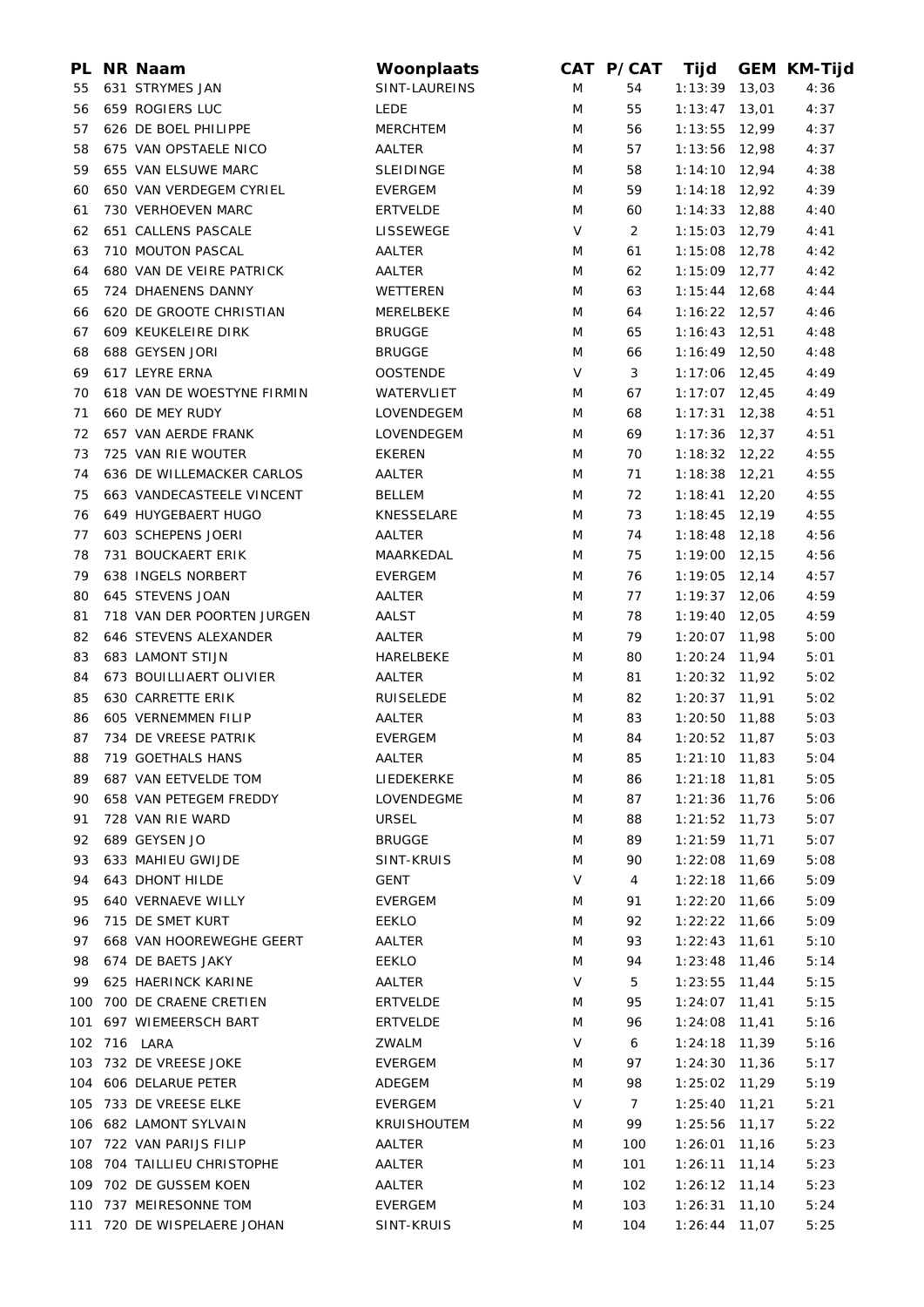| PL | NR | Naam | Woonplaats | CAT | P/CAT | Tijd | GEM | KM-Tijd |
|---|---|---|---|---|---|---|---|---|
| 55 | 631 | STRYMES JAN | SINT-LAUREINS | M | 54 | 1:13:39 | 13,03 | 4:36 |
| 56 | 659 | ROGIERS LUC | LEDE | M | 55 | 1:13:47 | 13,01 | 4:37 |
| 57 | 626 | DE BOEL PHILIPPE | MERCHTEM | M | 56 | 1:13:55 | 12,99 | 4:37 |
| 58 | 675 | VAN OPSTAELE NICO | AALTER | M | 57 | 1:13:56 | 12,98 | 4:37 |
| 59 | 655 | VAN ELSUWE MARC | SLEIDINGE | M | 58 | 1:14:10 | 12,94 | 4:38 |
| 60 | 650 | VAN VERDEGEM CYRIEL | EVERGEM | M | 59 | 1:14:18 | 12,92 | 4:39 |
| 61 | 730 | VERHOEVEN MARC | ERTVELDE | M | 60 | 1:14:33 | 12,88 | 4:40 |
| 62 | 651 | CALLENS PASCALE | LISSEWEGE | V | 2 | 1:15:03 | 12,79 | 4:41 |
| 63 | 710 | MOUTON PASCAL | AALTER | M | 61 | 1:15:08 | 12,78 | 4:42 |
| 64 | 680 | VAN DE VEIRE PATRICK | AALTER | M | 62 | 1:15:09 | 12,77 | 4:42 |
| 65 | 724 | DHAENENS DANNY | WETTEREN | M | 63 | 1:15:44 | 12,68 | 4:44 |
| 66 | 620 | DE GROOTE CHRISTIAN | MERELBEKE | M | 64 | 1:16:22 | 12,57 | 4:46 |
| 67 | 609 | KEUKELEIRE DIRK | BRUGGE | M | 65 | 1:16:43 | 12,51 | 4:48 |
| 68 | 688 | GEYSEN JORI | BRUGGE | M | 66 | 1:16:49 | 12,50 | 4:48 |
| 69 | 617 | LEYRE ERNA | OOSTENDE | V | 3 | 1:17:06 | 12,45 | 4:49 |
| 70 | 618 | VAN DE WOESTYNE FIRMIN | WATERVLIET | M | 67 | 1:17:07 | 12,45 | 4:49 |
| 71 | 660 | DE MEY RUDY | LOVENDEGEM | M | 68 | 1:17:31 | 12,38 | 4:51 |
| 72 | 657 | VAN AERDE FRANK | LOVENDEGEM | M | 69 | 1:17:36 | 12,37 | 4:51 |
| 73 | 725 | VAN RIE WOUTER | EKEREN | M | 70 | 1:18:32 | 12,22 | 4:55 |
| 74 | 636 | DE WILLEMACKER CARLOS | AALTER | M | 71 | 1:18:38 | 12,21 | 4:55 |
| 75 | 663 | VANDECASTEELE VINCENT | BELLEM | M | 72 | 1:18:41 | 12,20 | 4:55 |
| 76 | 649 | HUYGEBAERT HUGO | KNESSELARE | M | 73 | 1:18:45 | 12,19 | 4:55 |
| 77 | 603 | SCHEPENS JOERI | AALTER | M | 74 | 1:18:48 | 12,18 | 4:56 |
| 78 | 731 | BOUCKAERT ERIK | MAARKEDAL | M | 75 | 1:19:00 | 12,15 | 4:56 |
| 79 | 638 | INGELS NORBERT | EVERGEM | M | 76 | 1:19:05 | 12,14 | 4:57 |
| 80 | 645 | STEVENS JOAN | AALTER | M | 77 | 1:19:37 | 12,06 | 4:59 |
| 81 | 718 | VAN DER POORTEN JURGEN | AALST | M | 78 | 1:19:40 | 12,05 | 4:59 |
| 82 | 646 | STEVENS ALEXANDER | AALTER | M | 79 | 1:20:07 | 11,98 | 5:00 |
| 83 | 683 | LAMONT STIJN | HARELBEKE | M | 80 | 1:20:24 | 11,94 | 5:01 |
| 84 | 673 | BOUILLIAERT OLIVIER | AALTER | M | 81 | 1:20:32 | 11,92 | 5:02 |
| 85 | 630 | CARRETTE ERIK | RUISELEDE | M | 82 | 1:20:37 | 11,91 | 5:02 |
| 86 | 605 | VERNEMMEN FILIP | AALTER | M | 83 | 1:20:50 | 11,88 | 5:03 |
| 87 | 734 | DE VREESE PATRIK | EVERGEM | M | 84 | 1:20:52 | 11,87 | 5:03 |
| 88 | 719 | GOETHALS HANS | AALTER | M | 85 | 1:21:10 | 11,83 | 5:04 |
| 89 | 687 | VAN EETVELDE TOM | LIEDEKERKE | M | 86 | 1:21:18 | 11,81 | 5:05 |
| 90 | 658 | VAN PETEGEM FREDDY | LOVENDEGME | M | 87 | 1:21:36 | 11,76 | 5:06 |
| 91 | 728 | VAN RIE WARD | URSEL | M | 88 | 1:21:52 | 11,73 | 5:07 |
| 92 | 689 | GEYSEN JO | BRUGGE | M | 89 | 1:21:59 | 11,71 | 5:07 |
| 93 | 633 | MAHIEU GWIJDE | SINT-KRUIS | M | 90 | 1:22:08 | 11,69 | 5:08 |
| 94 | 643 | DHONT HILDE | GENT | V | 4 | 1:22:18 | 11,66 | 5:09 |
| 95 | 640 | VERNAEVE WILLY | EVERGEM | M | 91 | 1:22:20 | 11,66 | 5:09 |
| 96 | 715 | DE SMET KURT | EEKLO | M | 92 | 1:22:22 | 11,66 | 5:09 |
| 97 | 668 | VAN HOOREWEGHE GEERT | AALTER | M | 93 | 1:22:43 | 11,61 | 5:10 |
| 98 | 674 | DE BAETS JAKY | EEKLO | M | 94 | 1:23:48 | 11,46 | 5:14 |
| 99 | 625 | HAERINCK KARINE | AALTER | V | 5 | 1:23:55 | 11,44 | 5:15 |
| 100 | 700 | DE CRAENE CRETIEN | ERTVELDE | M | 95 | 1:24:07 | 11,41 | 5:15 |
| 101 | 697 | WIEMEERSCH BART | ERTVELDE | M | 96 | 1:24:08 | 11,41 | 5:16 |
| 102 | 716 | LARA | ZWALM | V | 6 | 1:24:18 | 11,39 | 5:16 |
| 103 | 732 | DE VREESE JOKE | EVERGEM | M | 97 | 1:24:30 | 11,36 | 5:17 |
| 104 | 606 | DELARUE PETER | ADEGEM | M | 98 | 1:25:02 | 11,29 | 5:19 |
| 105 | 733 | DE VREESE ELKE | EVERGEM | V | 7 | 1:25:40 | 11,21 | 5:21 |
| 106 | 682 | LAMONT SYLVAIN | KRUISHOUTEM | M | 99 | 1:25:56 | 11,17 | 5:22 |
| 107 | 722 | VAN PARIJS FILIP | AALTER | M | 100 | 1:26:01 | 11,16 | 5:23 |
| 108 | 704 | TAILLIEU CHRISTOPHE | AALTER | M | 101 | 1:26:11 | 11,14 | 5:23 |
| 109 | 702 | DE GUSSEM KOEN | AALTER | M | 102 | 1:26:12 | 11,14 | 5:23 |
| 110 | 737 | MEIRESONNE TOM | EVERGEM | M | 103 | 1:26:31 | 11,10 | 5:24 |
| 111 | 720 | DE WISPELAERE JOHAN | SINT-KRUIS | M | 104 | 1:26:44 | 11,07 | 5:25 |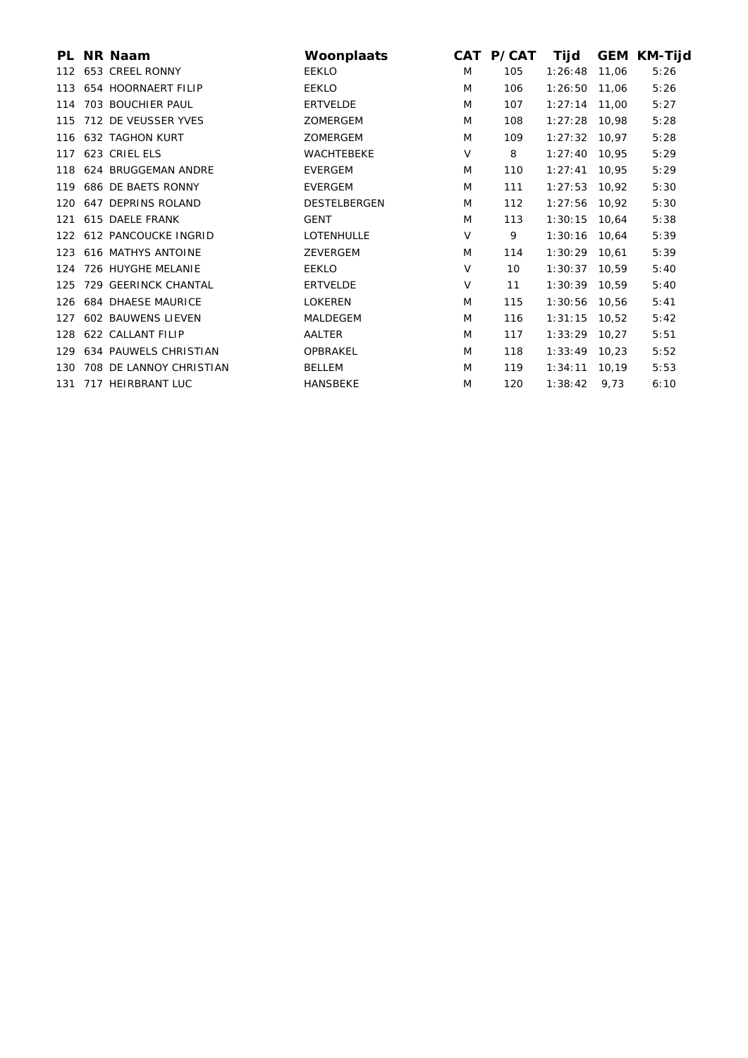| PL | NR | Naam | Woonplaats | CAT | P/CAT | Tijd | GEM | KM-Tijd |
|---|---|---|---|---|---|---|---|---|
| 112 | 653 | CREEL RONNY | EEKLO | M | 105 | 1:26:48 | 11,06 | 5:26 |
| 113 | 654 | HOORNAERT FILIP | EEKLO | M | 106 | 1:26:50 | 11,06 | 5:26 |
| 114 | 703 | BOUCHIER PAUL | ERTVELDE | M | 107 | 1:27:14 | 11,00 | 5:27 |
| 115 | 712 | DE VEUSSER YVES | ZOMERGEM | M | 108 | 1:27:28 | 10,98 | 5:28 |
| 116 | 632 | TAGHON KURT | ZOMERGEM | M | 109 | 1:27:32 | 10,97 | 5:28 |
| 117 | 623 | CRIEL ELS | WACHTEBEKE | V | 8 | 1:27:40 | 10,95 | 5:29 |
| 118 | 624 | BRUGGEMAN ANDRE | EVERGEM | M | 110 | 1:27:41 | 10,95 | 5:29 |
| 119 | 686 | DE BAETS RONNY | EVERGEM | M | 111 | 1:27:53 | 10,92 | 5:30 |
| 120 | 647 | DEPRINS ROLAND | DESTELBERGEN | M | 112 | 1:27:56 | 10,92 | 5:30 |
| 121 | 615 | DAELE FRANK | GENT | M | 113 | 1:30:15 | 10,64 | 5:38 |
| 122 | 612 | PANCOUCKE INGRID | LOTENHULLE | V | 9 | 1:30:16 | 10,64 | 5:39 |
| 123 | 616 | MATHYS ANTOINE | ZEVERGEM | M | 114 | 1:30:29 | 10,61 | 5:39 |
| 124 | 726 | HUYGHE MELANIE | EEKLO | V | 10 | 1:30:37 | 10,59 | 5:40 |
| 125 | 729 | GEERINCK CHANTAL | ERTVELDE | V | 11 | 1:30:39 | 10,59 | 5:40 |
| 126 | 684 | DHAESE MAURICE | LOKEREN | M | 115 | 1:30:56 | 10,56 | 5:41 |
| 127 | 602 | BAUWENS LIEVEN | MALDEGEM | M | 116 | 1:31:15 | 10,52 | 5:42 |
| 128 | 622 | CALLANT FILIP | AALTER | M | 117 | 1:33:29 | 10,27 | 5:51 |
| 129 | 634 | PAUWELS CHRISTIAN | OPBRAKEL | M | 118 | 1:33:49 | 10,23 | 5:52 |
| 130 | 708 | DE LANNOY CHRISTIAN | BELLEM | M | 119 | 1:34:11 | 10,19 | 5:53 |
| 131 | 717 | HEIRBRANT LUC | HANSBEKE | M | 120 | 1:38:42 | 9,73 | 6:10 |